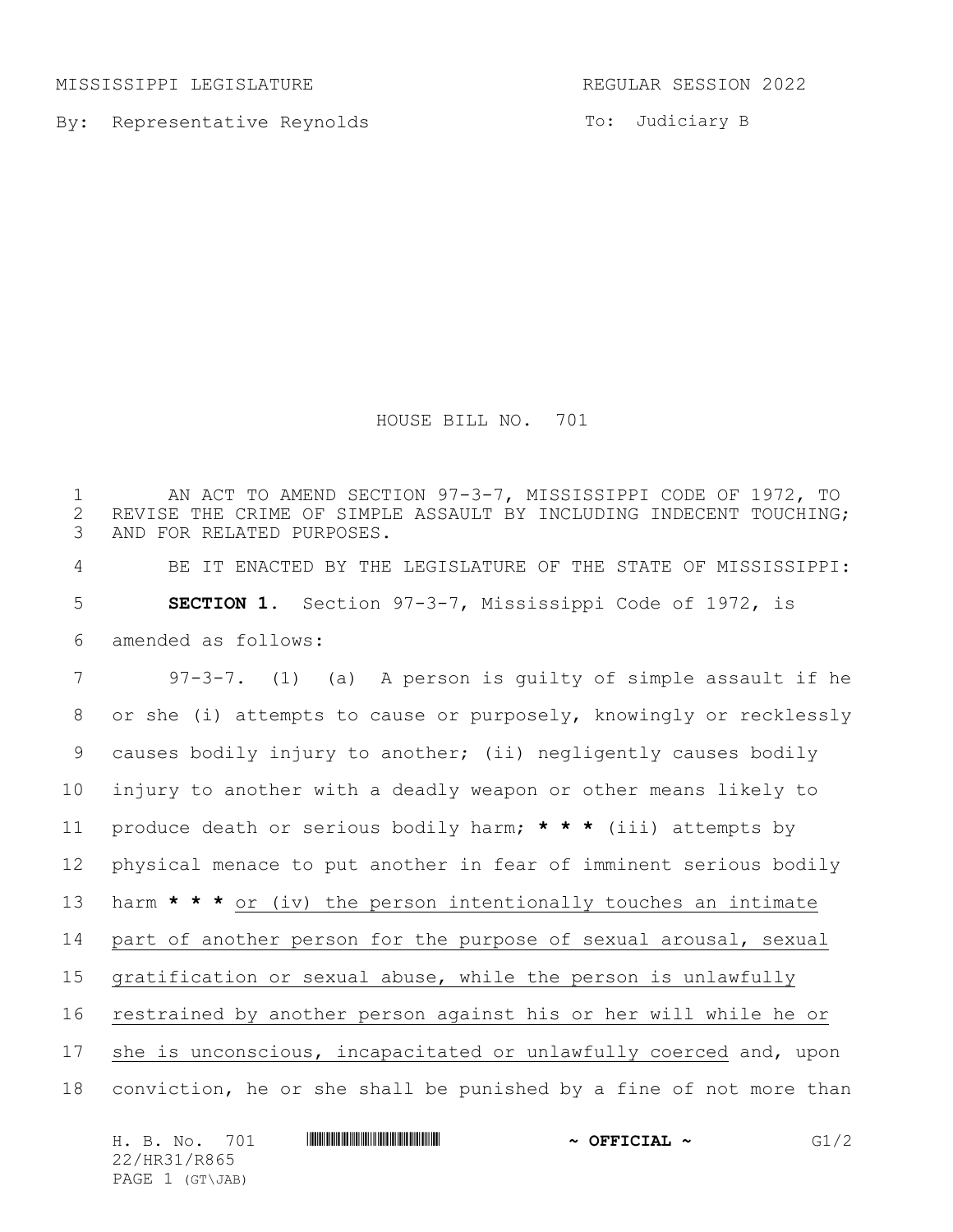MISSISSIPPI LEGISLATURE REGULAR SESSION 2022

By: Representative Reynolds

To: Judiciary B

# HOUSE BILL NO. 701

AN ACT TO AMEND SECTION 97-3-7, MISSISSIPPI CODE OF 1972, TO REVISE THE CRIME OF SIMPLE ASSAULT BY INCLUDING INDECENT TOUCHING; AND FOR RELATED PURPOSES.

BE IT ENACTED BY THE LEGISLATURE OF THE STATE OF MISSISSIPPI:

**SECTION 1.** Section 97-3-7, Mississippi Code of 1972, is amended as follows:

97-3-7. (1) (a) A person is guilty of simple assault if he or she (i) attempts to cause or purposely, knowingly or recklessly causes bodily injury to another; (ii) negligently causes bodily injury to another with a deadly weapon or other means likely to produce death or serious bodily harm; **\* \* \*** (iii) attempts by physical menace to put another in fear of imminent serious bodily harm **\* \* \*** <u>or (iv) the person intentionally touches an intimate part of another person for the purpose of sexual arousal, sexual gratification or sexual abuse, while the person is unlawfully restrained by another person against his or her will while he or she is unconscious, incapacitated or unlawfully coerced</u> and, upon conviction, he or she shall be punished by a fine of not more than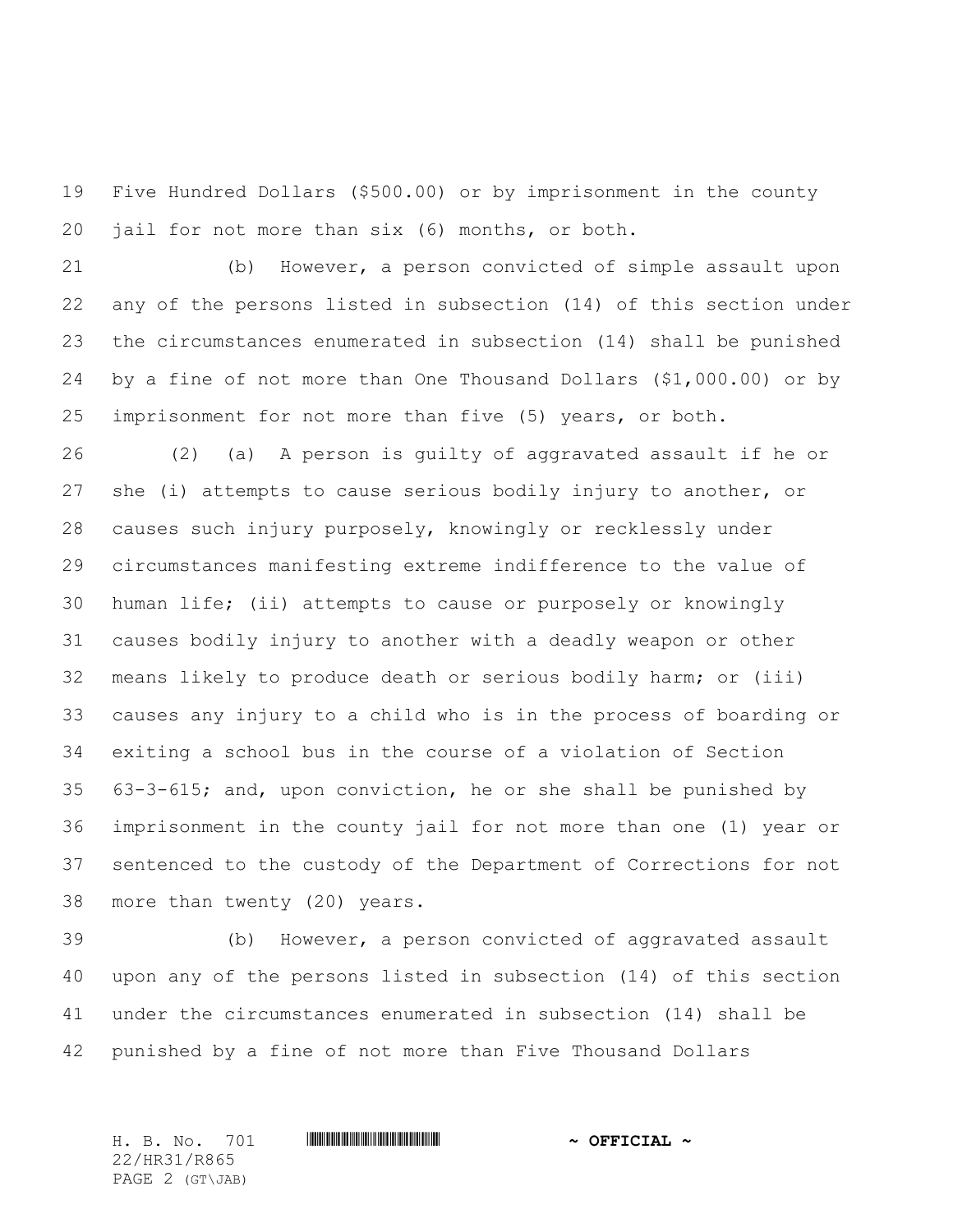Five Hundred Dollars ($500.00) or by imprisonment in the county jail for not more than six (6) months, or both.

(b) However, a person convicted of simple assault upon any of the persons listed in subsection (14) of this section under the circumstances enumerated in subsection (14) shall be punished by a fine of not more than One Thousand Dollars ($1,000.00) or by imprisonment for not more than five (5) years, or both.

(2) (a) A person is guilty of aggravated assault if he or she (i) attempts to cause serious bodily injury to another, or causes such injury purposely, knowingly or recklessly under circumstances manifesting extreme indifference to the value of human life; (ii) attempts to cause or purposely or knowingly causes bodily injury to another with a deadly weapon or other means likely to produce death or serious bodily harm; or (iii) causes any injury to a child who is in the process of boarding or exiting a school bus in the course of a violation of Section 63-3-615; and, upon conviction, he or she shall be punished by imprisonment in the county jail for not more than one (1) year or sentenced to the custody of the Department of Corrections for not more than twenty (20) years.

(b) However, a person convicted of aggravated assault upon any of the persons listed in subsection (14) of this section under the circumstances enumerated in subsection (14) shall be punished by a fine of not more than Five Thousand Dollars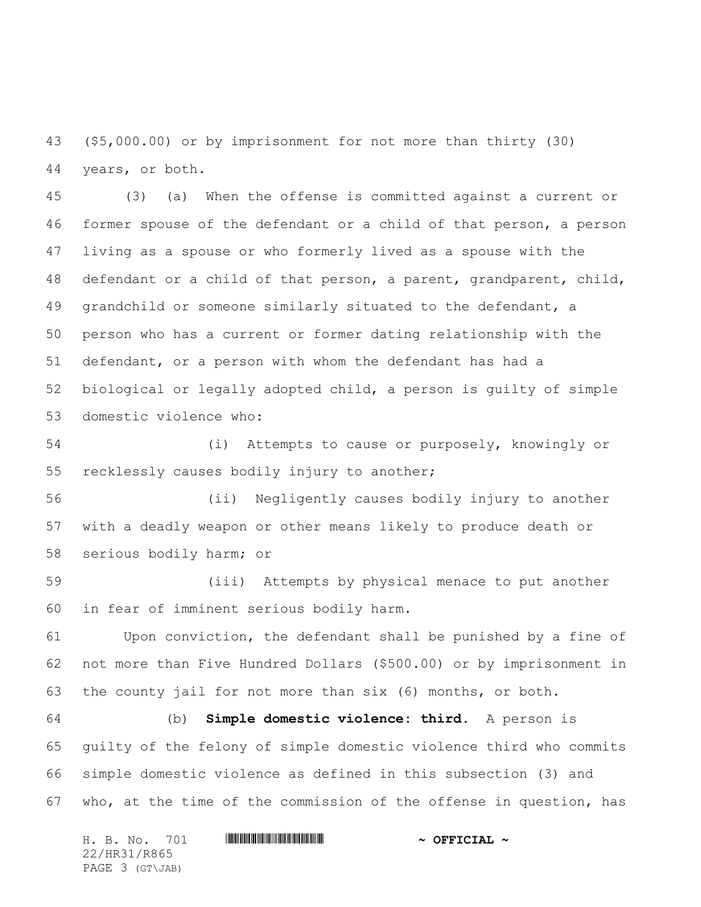($5,000.00) or by imprisonment for not more than thirty (30) years, or both.

(3) (a) When the offense is committed against a current or former spouse of the defendant or a child of that person, a person living as a spouse or who formerly lived as a spouse with the defendant or a child of that person, a parent, grandparent, child, grandchild or someone similarly situated to the defendant, a person who has a current or former dating relationship with the defendant, or a person with whom the defendant has had a biological or legally adopted child, a person is guilty of simple domestic violence who:

(i) Attempts to cause or purposely, knowingly or recklessly causes bodily injury to another;

(ii) Negligently causes bodily injury to another with a deadly weapon or other means likely to produce death or serious bodily harm; or

(iii) Attempts by physical menace to put another in fear of imminent serious bodily harm.

Upon conviction, the defendant shall be punished by a fine of not more than Five Hundred Dollars ($500.00) or by imprisonment in the county jail for not more than six (6) months, or both.

(b) **Simple domestic violence: third.** A person is guilty of the felony of simple domestic violence third who commits simple domestic violence as defined in this subsection (3) and who, at the time of the commission of the offense in question, has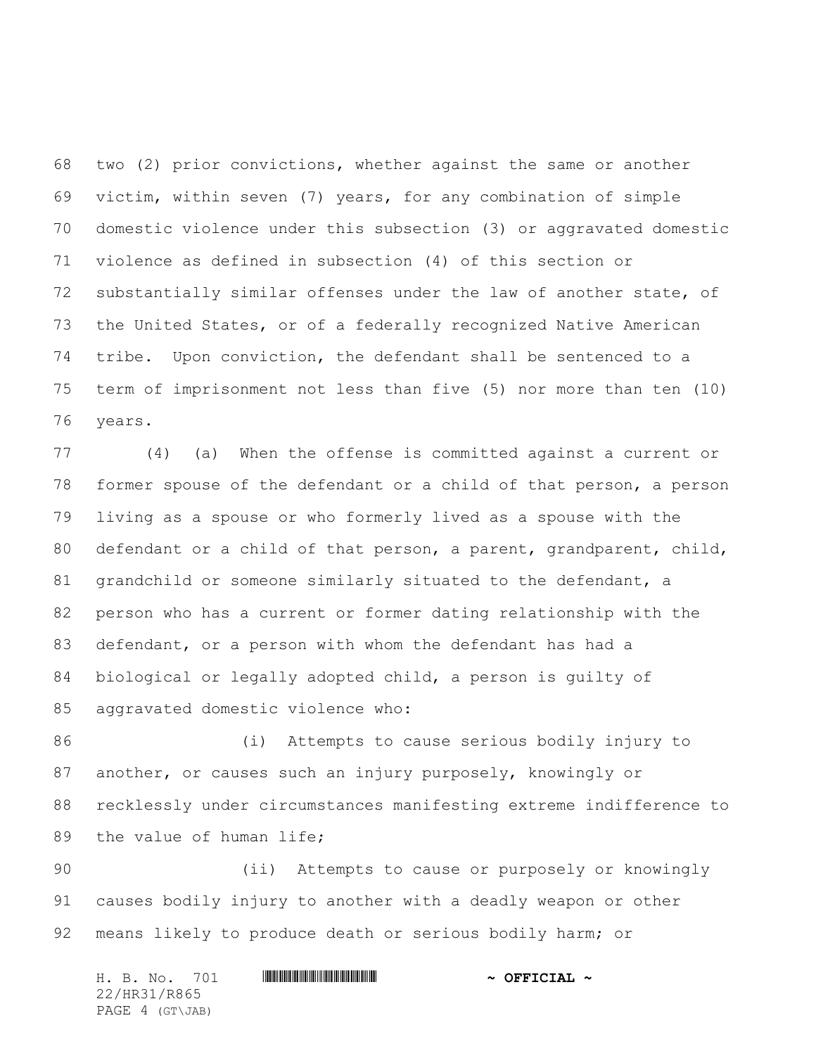two (2) prior convictions, whether against the same or another victim, within seven (7) years, for any combination of simple domestic violence under this subsection (3) or aggravated domestic violence as defined in subsection (4) of this section or substantially similar offenses under the law of another state, of the United States, or of a federally recognized Native American tribe. Upon conviction, the defendant shall be sentenced to a term of imprisonment not less than five (5) nor more than ten (10) years.

(4) (a) When the offense is committed against a current or former spouse of the defendant or a child of that person, a person living as a spouse or who formerly lived as a spouse with the defendant or a child of that person, a parent, grandparent, child, grandchild or someone similarly situated to the defendant, a person who has a current or former dating relationship with the defendant, or a person with whom the defendant has had a biological or legally adopted child, a person is guilty of aggravated domestic violence who:

(i) Attempts to cause serious bodily injury to another, or causes such an injury purposely, knowingly or recklessly under circumstances manifesting extreme indifference to the value of human life;

(ii) Attempts to cause or purposely or knowingly causes bodily injury to another with a deadly weapon or other means likely to produce death or serious bodily harm; or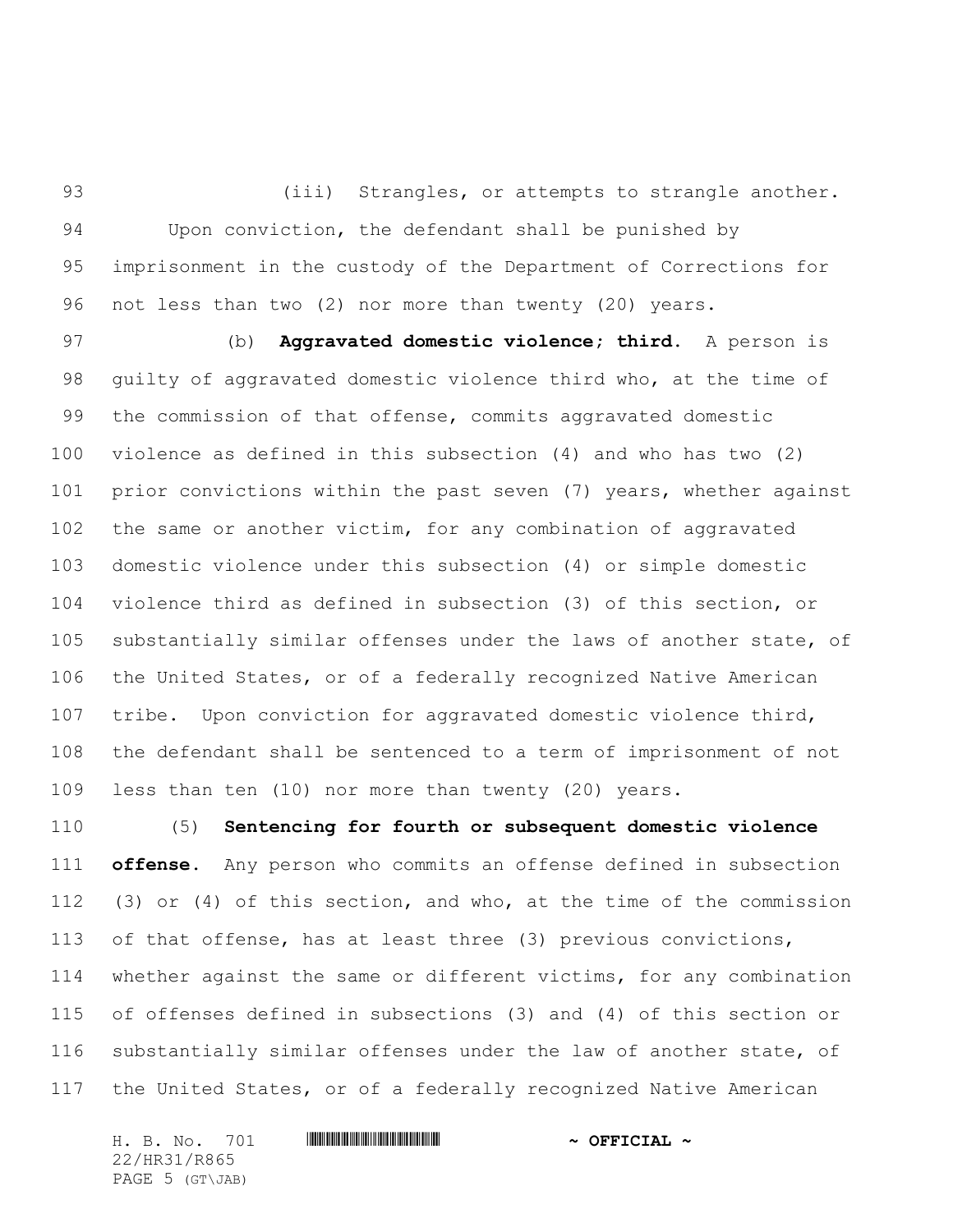(iii) Strangles, or attempts to strangle another.

Upon conviction, the defendant shall be punished by imprisonment in the custody of the Department of Corrections for not less than two (2) nor more than twenty (20) years.

(b) **Aggravated domestic violence; third.** A person is guilty of aggravated domestic violence third who, at the time of the commission of that offense, commits aggravated domestic violence as defined in this subsection (4) and who has two (2) prior convictions within the past seven (7) years, whether against the same or another victim, for any combination of aggravated domestic violence under this subsection (4) or simple domestic violence third as defined in subsection (3) of this section, or substantially similar offenses under the laws of another state, of the United States, or of a federally recognized Native American tribe. Upon conviction for aggravated domestic violence third, the defendant shall be sentenced to a term of imprisonment of not less than ten (10) nor more than twenty (20) years.

(5) **Sentencing for fourth or subsequent domestic violence offense.** Any person who commits an offense defined in subsection (3) or (4) of this section, and who, at the time of the commission of that offense, has at least three (3) previous convictions, whether against the same or different victims, for any combination of offenses defined in subsections (3) and (4) of this section or substantially similar offenses under the law of another state, of the United States, or of a federally recognized Native American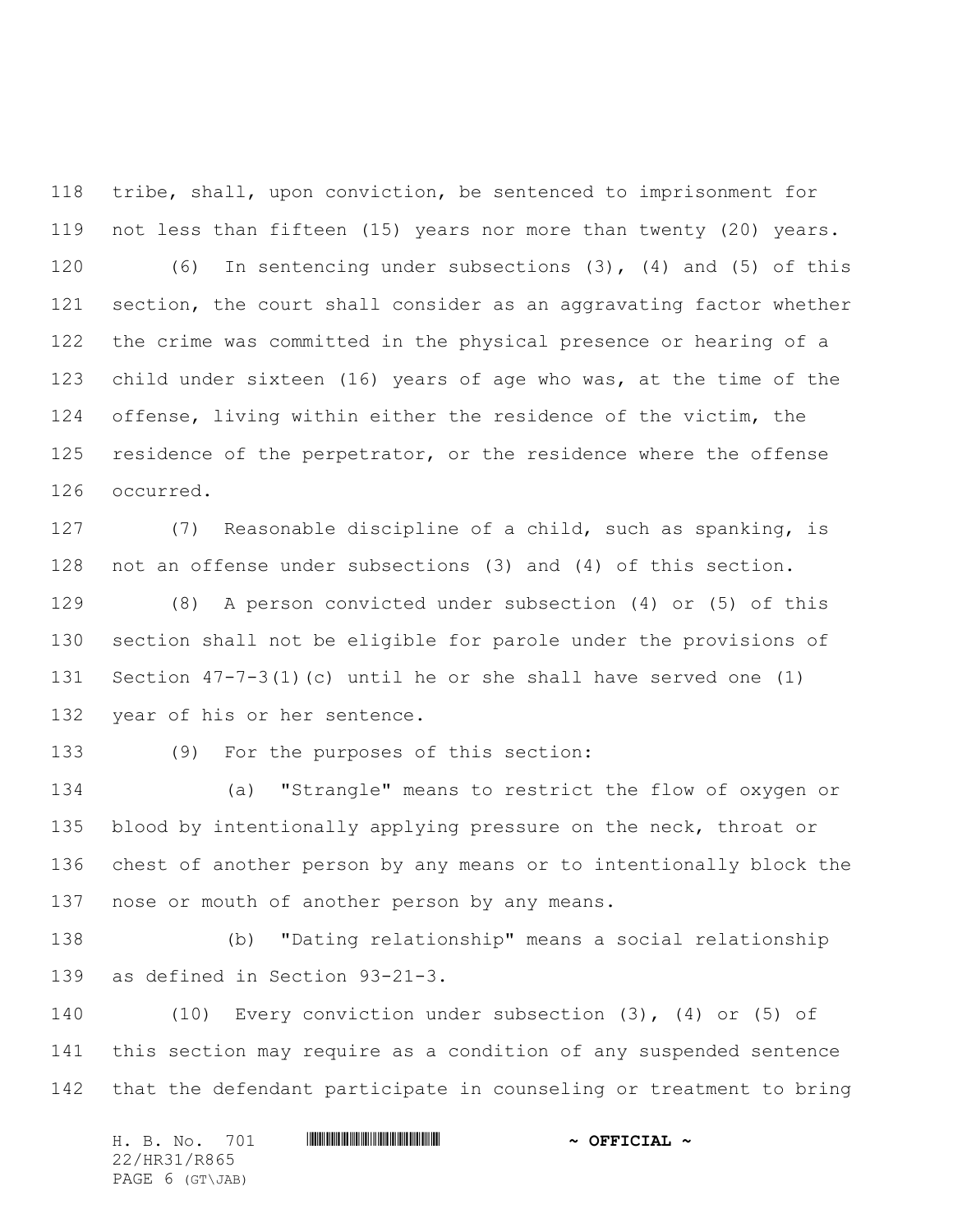tribe, shall, upon conviction, be sentenced to imprisonment for not less than fifteen (15) years nor more than twenty (20) years.

(6) In sentencing under subsections (3), (4) and (5) of this section, the court shall consider as an aggravating factor whether the crime was committed in the physical presence or hearing of a child under sixteen (16) years of age who was, at the time of the offense, living within either the residence of the victim, the residence of the perpetrator, or the residence where the offense occurred.

(7) Reasonable discipline of a child, such as spanking, is not an offense under subsections (3) and (4) of this section.

(8) A person convicted under subsection (4) or (5) of this section shall not be eligible for parole under the provisions of Section 47-7-3(1)(c) until he or she shall have served one (1) year of his or her sentence.

(9) For the purposes of this section:

(a) "Strangle" means to restrict the flow of oxygen or blood by intentionally applying pressure on the neck, throat or chest of another person by any means or to intentionally block the nose or mouth of another person by any means.

(b) "Dating relationship" means a social relationship as defined in Section 93-21-3.

(10) Every conviction under subsection (3), (4) or (5) of this section may require as a condition of any suspended sentence that the defendant participate in counseling or treatment to bring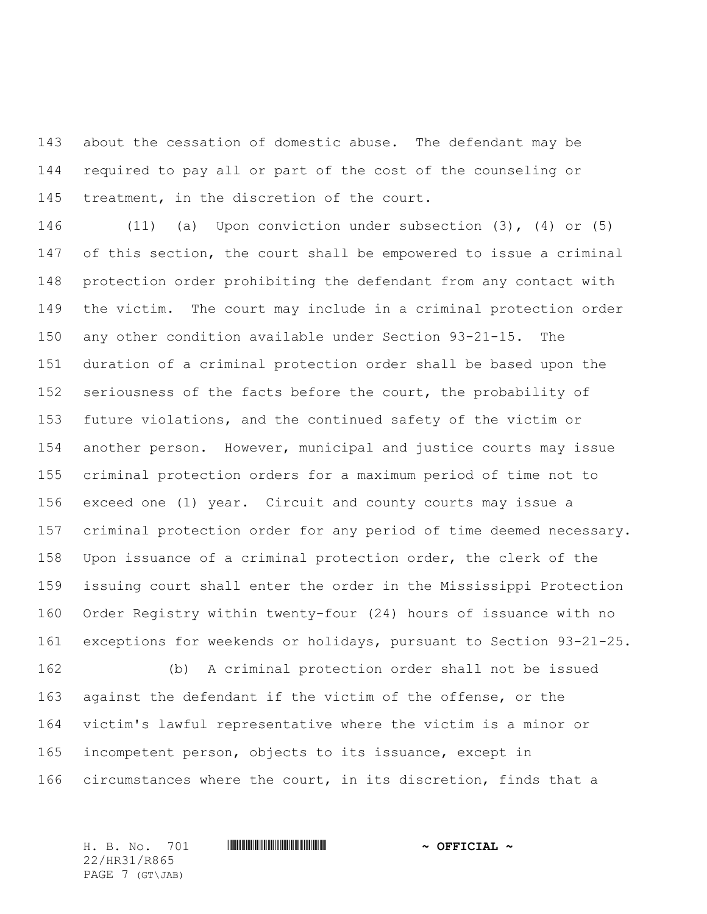about the cessation of domestic abuse. The defendant may be required to pay all or part of the cost of the counseling or treatment, in the discretion of the court.

(11) (a) Upon conviction under subsection (3), (4) or (5) of this section, the court shall be empowered to issue a criminal protection order prohibiting the defendant from any contact with the victim. The court may include in a criminal protection order any other condition available under Section 93-21-15. The duration of a criminal protection order shall be based upon the seriousness of the facts before the court, the probability of future violations, and the continued safety of the victim or another person. However, municipal and justice courts may issue criminal protection orders for a maximum period of time not to exceed one (1) year. Circuit and county courts may issue a criminal protection order for any period of time deemed necessary. Upon issuance of a criminal protection order, the clerk of the issuing court shall enter the order in the Mississippi Protection Order Registry within twenty-four (24) hours of issuance with no exceptions for weekends or holidays, pursuant to Section 93-21-25.

(b) A criminal protection order shall not be issued against the defendant if the victim of the offense, or the victim's lawful representative where the victim is a minor or incompetent person, objects to its issuance, except in circumstances where the court, in its discretion, finds that a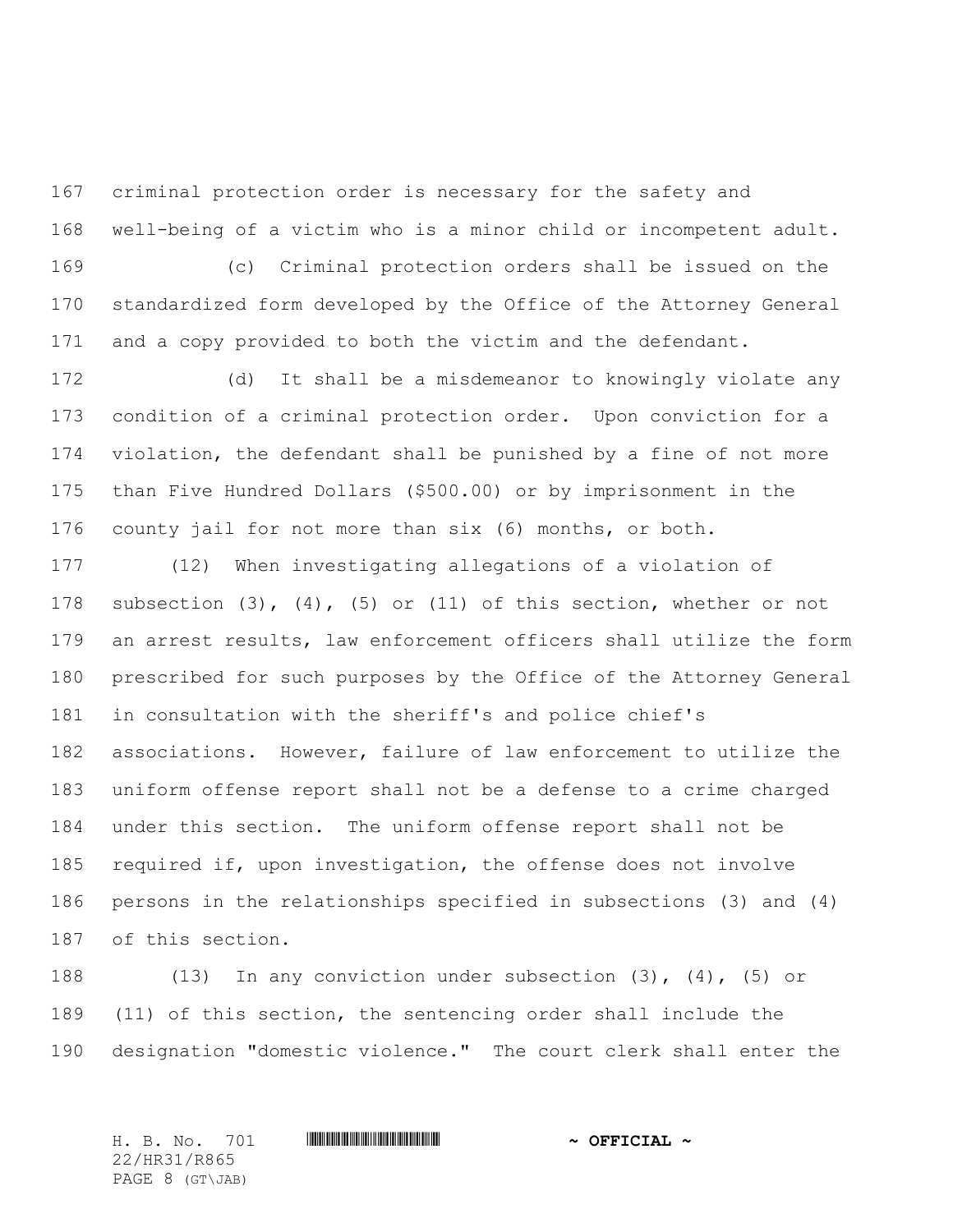criminal protection order is necessary for the safety and well-being of a victim who is a minor child or incompetent adult.

(c) Criminal protection orders shall be issued on the standardized form developed by the Office of the Attorney General and a copy provided to both the victim and the defendant.

(d) It shall be a misdemeanor to knowingly violate any condition of a criminal protection order. Upon conviction for a violation, the defendant shall be punished by a fine of not more than Five Hundred Dollars ($500.00) or by imprisonment in the county jail for not more than six (6) months, or both.

(12) When investigating allegations of a violation of subsection (3), (4), (5) or (11) of this section, whether or not an arrest results, law enforcement officers shall utilize the form prescribed for such purposes by the Office of the Attorney General in consultation with the sheriff's and police chief's associations. However, failure of law enforcement to utilize the uniform offense report shall not be a defense to a crime charged under this section. The uniform offense report shall not be required if, upon investigation, the offense does not involve persons in the relationships specified in subsections (3) and (4) of this section.

(13) In any conviction under subsection (3), (4), (5) or (11) of this section, the sentencing order shall include the designation "domestic violence." The court clerk shall enter the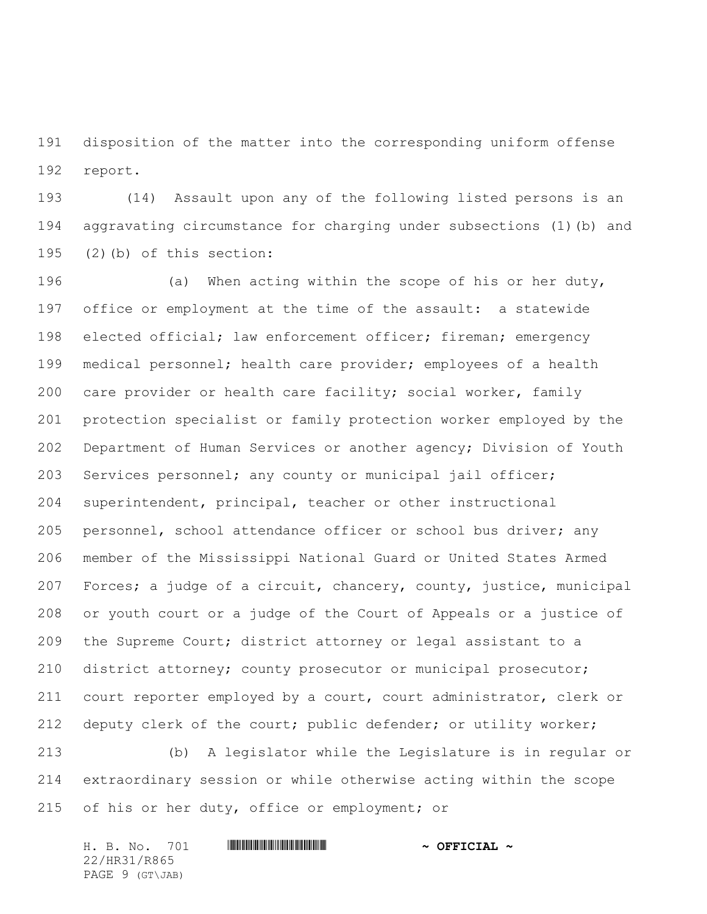disposition of the matter into the corresponding uniform offense report.

(14) Assault upon any of the following listed persons is an aggravating circumstance for charging under subsections (1)(b) and (2)(b) of this section:

(a) When acting within the scope of his or her duty, office or employment at the time of the assault: a statewide elected official; law enforcement officer; fireman; emergency medical personnel; health care provider; employees of a health care provider or health care facility; social worker, family protection specialist or family protection worker employed by the Department of Human Services or another agency; Division of Youth Services personnel; any county or municipal jail officer; superintendent, principal, teacher or other instructional personnel, school attendance officer or school bus driver; any member of the Mississippi National Guard or United States Armed Forces; a judge of a circuit, chancery, county, justice, municipal or youth court or a judge of the Court of Appeals or a justice of the Supreme Court; district attorney or legal assistant to a district attorney; county prosecutor or municipal prosecutor; court reporter employed by a court, court administrator, clerk or deputy clerk of the court; public defender; or utility worker;

(b) A legislator while the Legislature is in regular or extraordinary session or while otherwise acting within the scope of his or her duty, office or employment; or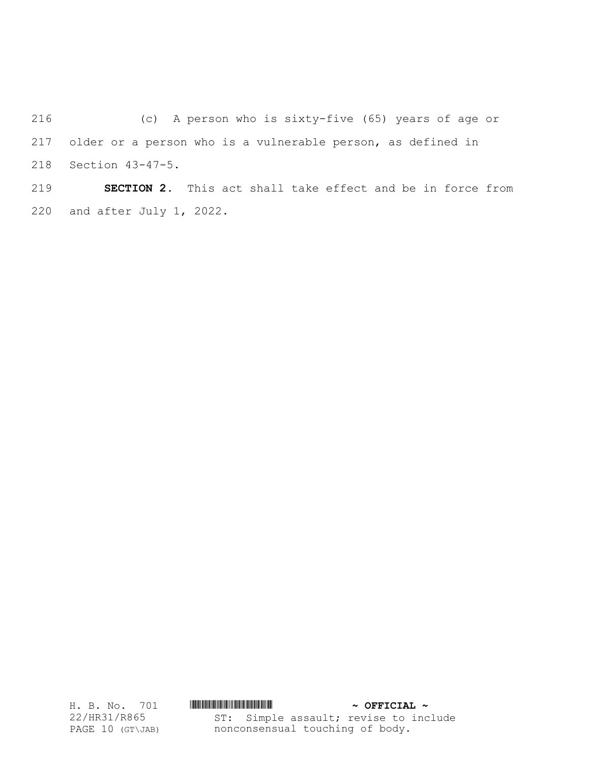(c) A person who is sixty-five (65) years of age or older or a person who is a vulnerable person, as defined in Section 43-47-5.

**SECTION 2.** This act shall take effect and be in force from and after July 1, 2022.